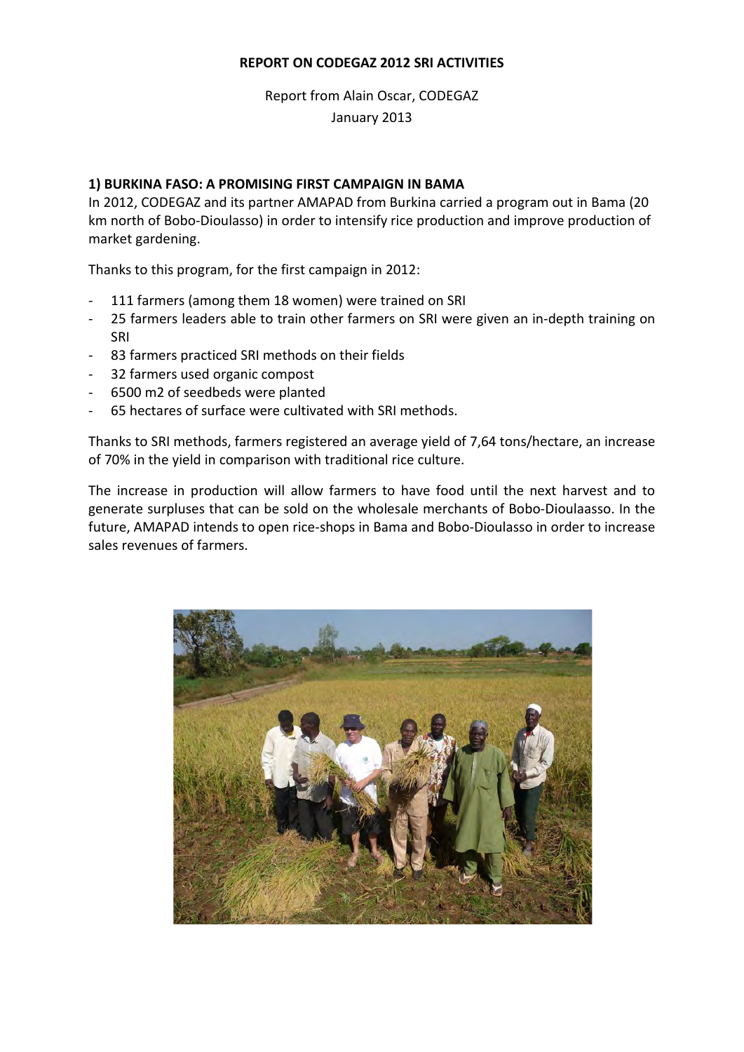**REPORT ON CODEGAZ 2012 SRI ACTIVITIES**

Report from Alain Oscar, CODEGAZ
January 2013

## 1) BURKINA FASO: A PROMISING FIRST CAMPAIGN IN BAMA

In 2012, CODEGAZ and its partner AMAPAD from Burkina carried a program out in Bama (20 km north of Bobo-Dioulasso) in order to intensify rice production and improve production of market gardening.

Thanks to this program, for the first campaign in 2012:

- 111 farmers (among them 18 women) were trained on SRI
- 25 farmers leaders able to train other farmers on SRI were given an in-depth training on SRI
- 83 farmers practiced SRI methods on their fields
- 32 farmers used organic compost
- 6500 m2 of seedbeds were planted
- 65 hectares of surface were cultivated with SRI methods.

Thanks to SRI methods, farmers registered an average yield of 7,64 tons/hectare, an increase of 70% in the yield in comparison with traditional rice culture.

The increase in production will allow farmers to have food until the next harvest and to generate surpluses that can be sold on the wholesale merchants of Bobo-Dioulaasso. In the future, AMAPAD intends to open rice-shops in Bama and Bobo-Dioulasso in order to increase sales revenues of farmers.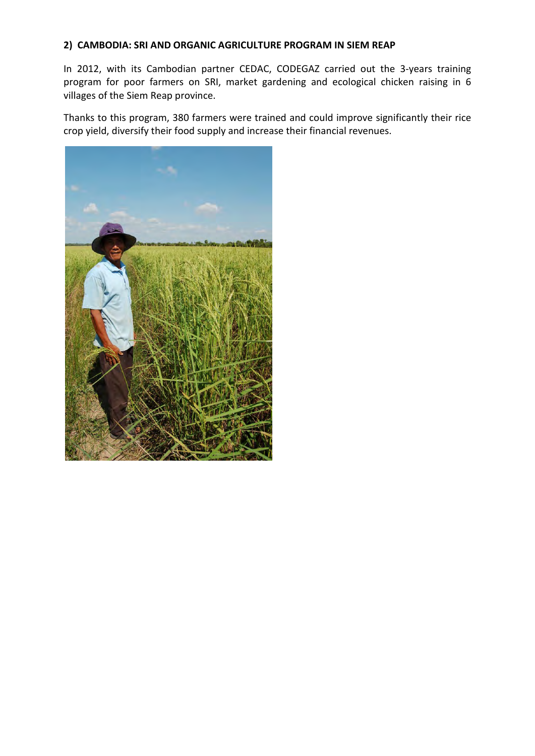## 2) CAMBODIA: SRI AND ORGANIC AGRICULTURE PROGRAM IN SIEM REAP

In 2012, with its Cambodian partner CEDAC, CODEGAZ carried out the 3-years training program for poor farmers on SRI, market gardening and ecological chicken raising in 6 villages of the Siem Reap province.

Thanks to this program, 380 farmers were trained and could improve significantly their rice crop yield, diversify their food supply and increase their financial revenues.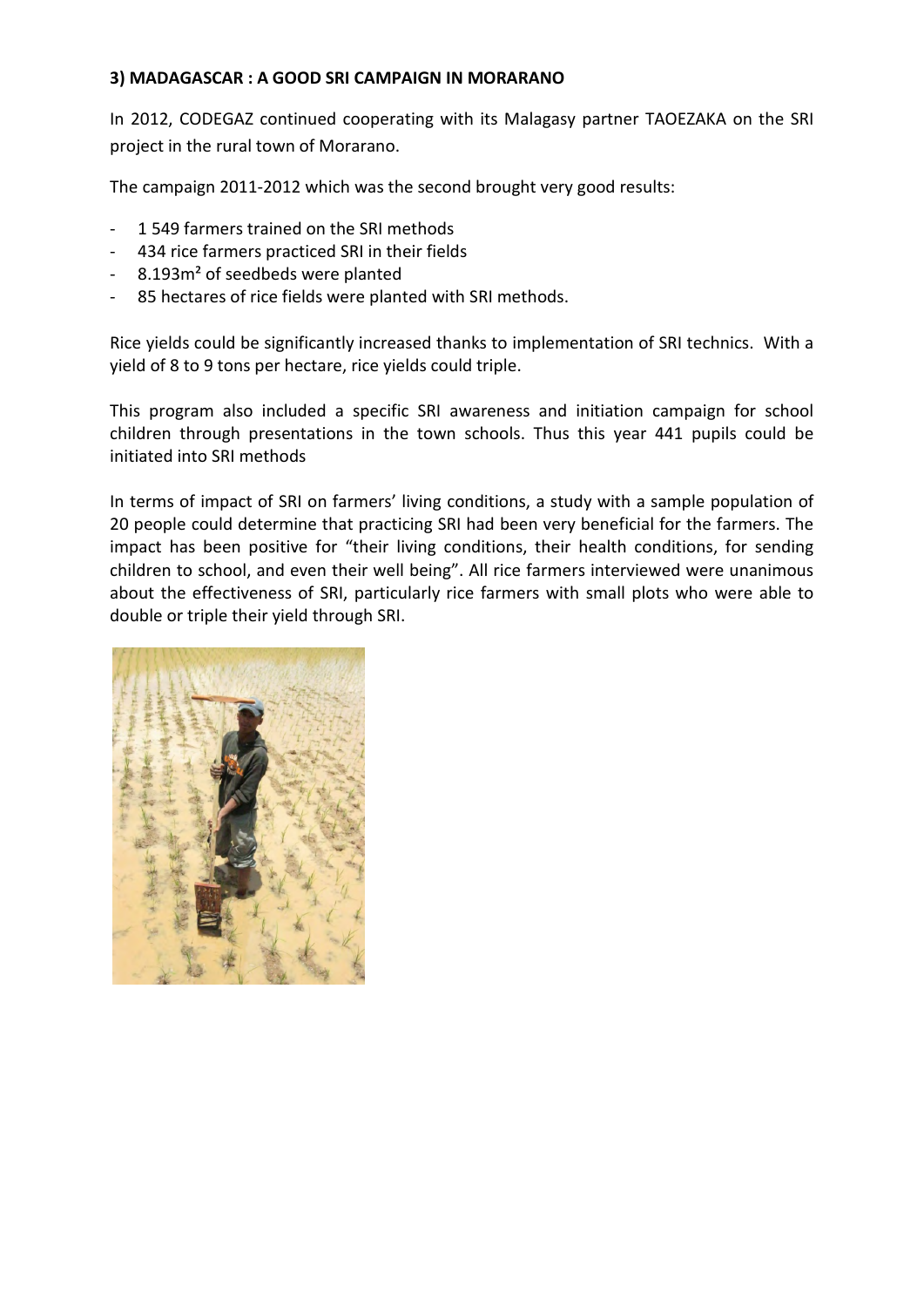**3) MADAGASCAR : A GOOD SRI CAMPAIGN IN MORARANO**

In 2012, CODEGAZ continued cooperating with its Malagasy partner TAOEZAKA on the SRI project in the rural town of Morarano.

The campaign 2011-2012 which was the second brought very good results:

- 1 549 farmers trained on the SRI methods
- 434 rice farmers practiced SRI in their fields
- 8.193m² of seedbeds were planted
- 85 hectares of rice fields were planted with SRI methods.

Rice yields could be significantly increased thanks to implementation of SRI technics. With a yield of 8 to 9 tons per hectare, rice yields could triple.

This program also included a specific SRI awareness and initiation campaign for school children through presentations in the town schools. Thus this year 441 pupils could be initiated into SRI methods

In terms of impact of SRI on farmers' living conditions, a study with a sample population of 20 people could determine that practicing SRI had been very beneficial for the farmers. The impact has been positive for "their living conditions, their health conditions, for sending children to school, and even their well being". All rice farmers interviewed were unanimous about the effectiveness of SRI, particularly rice farmers with small plots who were able to double or triple their yield through SRI.